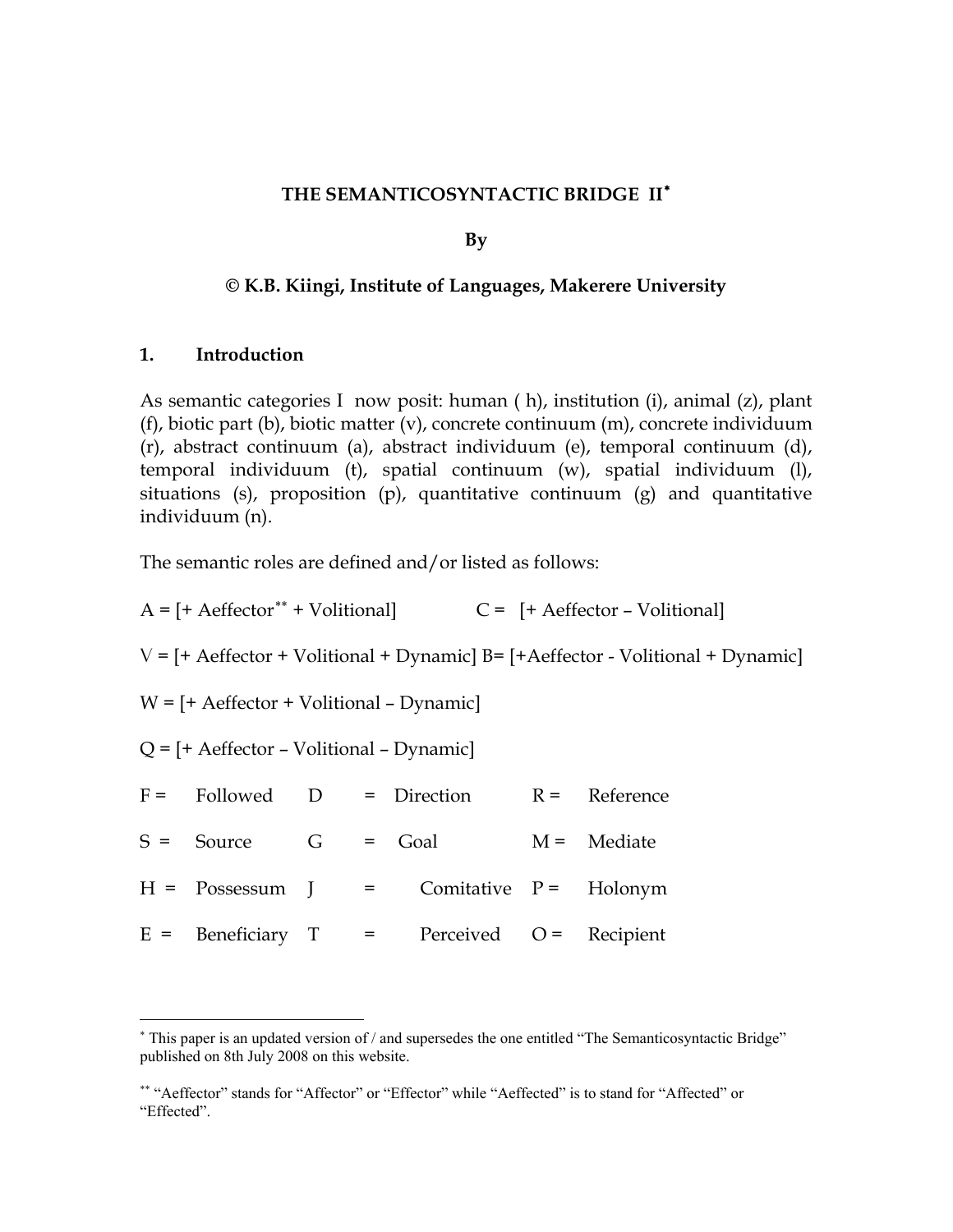# THE SEMANTICOSYNTACTIC BRIDGE II[*]

**By**

**© K.B. Kiingi, Institute of Languages, Makerere University**

## 1. Introduction

As semantic categories I now posit: human ( h), institution (i), animal (z), plant (f), biotic part (b), biotic matter (v), concrete continuum (m), concrete individuum (r), abstract continuum (a), abstract individuum (e), temporal continuum (d), temporal individuum (t), spatial continuum (w), spatial individuum (l), situations (s), proposition (p), quantitative continuum (g) and quantitative individuum (n).

The semantic roles are defined and/or listed as follows:

A = [+ Aeffector[**] + Volitional]  C = [+ Aeffector – Volitional]

V = [+ Aeffector + Volitional + Dynamic] B= [+Aeffector - Volitional + Dynamic]

W = [+ Aeffector + Volitional – Dynamic]

Q = [+ Aeffector – Volitional – Dynamic]

| | | | | | | | | |
|---|---|---|---|---|---|---|---|---|
| F | = | Followed | D | = | Direction | R | = | Reference |
| S | = | Source | G | = | Goal | M | = | Mediate |
| H | = | Possessum | J | = | Comitative | P | = | Holonym |
| E | = | Beneficiary | T | = | Perceived | O | = | Recipient |

---

[*] This paper is an updated version of / and supersedes the one entitled "The Semanticosyntactic Bridge" published on 8th July 2008 on this website.

[**] "Aeffector" stands for "Affector" or "Effector" while "Aeffected" is to stand for "Affected" or "Effected".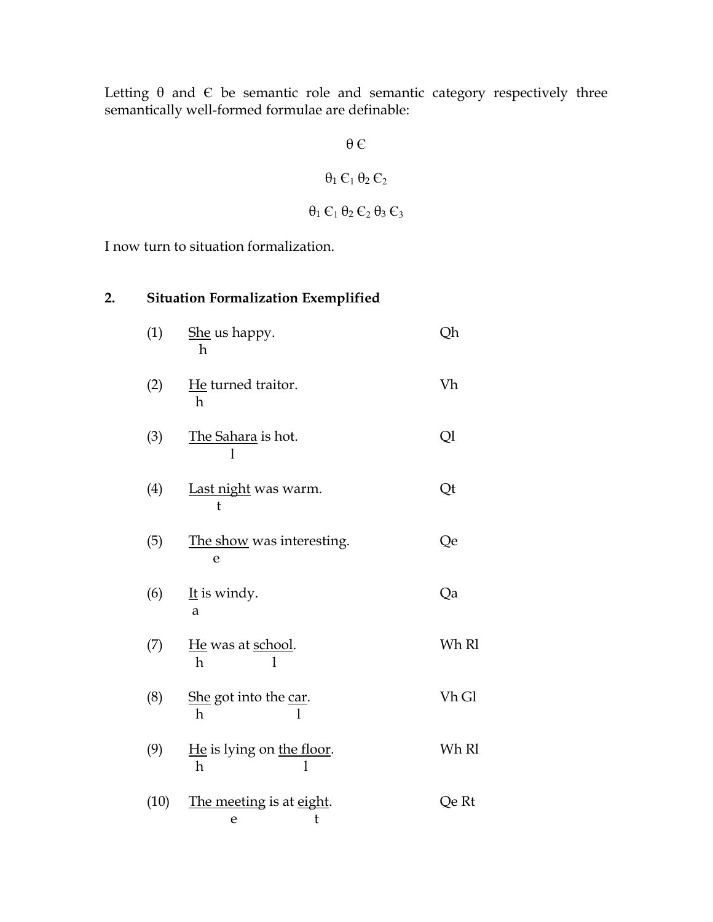Letting θ and ∈ be semantic role and semantic category respectively three semantically well-formed formulae are definable:

$$\theta \in$$

$$\theta_1 \in_1 \theta_2 \in_2$$

$$\theta_1 \in_1 \theta_2 \in_2 \theta_3 \in_3$$

I now turn to situation formalization.

## 2. Situation Formalization Exemplified

| | | |
|---|---|---|
| (1) | <u>She</u> us happy.<br>h | Qh |
| (2) | <u>He</u> turned traitor.<br>h | Vh |
| (3) | <u>The Sahara</u> is hot.<br>l | Ql |
| (4) | <u>Last night</u> was warm.<br>t | Qt |
| (5) | <u>The show</u> was interesting.<br>e | Qe |
| (6) | <u>It</u> is windy.<br>a | Qa |
| (7) | <u>He</u> was at <u>school</u>.<br>h l | Wh Rl |
| (8) | <u>She</u> got into the <u>car</u>.<br>h l | Vh Gl |
| (9) | <u>He</u> is lying on <u>the floor</u>.<br>h l | Wh Rl |
| (10) | <u>The meeting</u> is at <u>eight</u>.<br>e t | Qe Rt |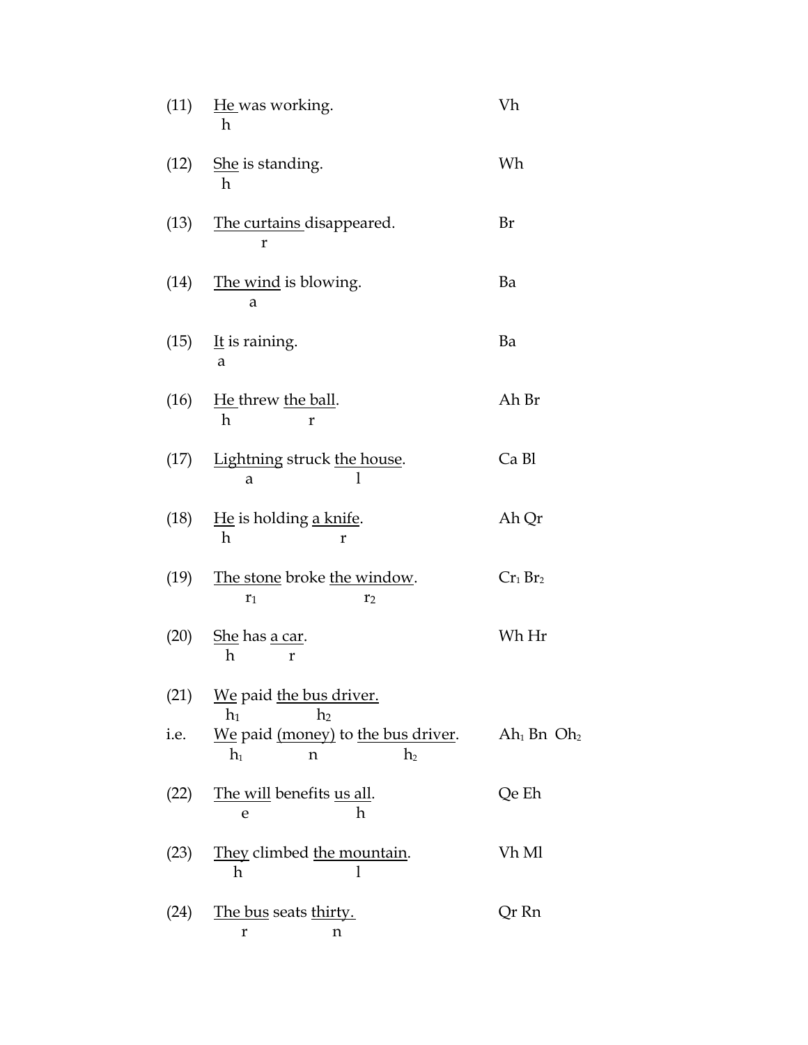| | | |
|---|---|---|
| (11) | <u>He</u> was working.<br>h | Vh |
| (12) | <u>She</u> is standing.<br>h | Wh |
| (13) | <u>The curtains</u> disappeared.<br>r | Br |
| (14) | <u>The wind</u> is blowing.<br>a | Ba |
| (15) | <u>It</u> is raining.<br>a | Ba |
| (16) | <u>He</u> threw <u>the ball</u>.<br>h r | Ah Br |
| (17) | <u>Lightning</u> struck <u>the house</u>.<br>a l | Ca Bl |
| (18) | <u>He</u> is holding <u>a knife</u>.<br>h r | Ah Qr |
| (19) | <u>The stone</u> broke <u>the window</u>.<br>$r_1$ $r_2$ | $Cr_1$ $Br_2$ |
| (20) | <u>She</u> has <u>a car</u>.<br>h r | Wh Hr |
| (21) | <u>We</u> paid <u>the bus driver.</u><br>$h_1$ $h_2$ | |
| i.e. | <u>We</u> paid <u>(money)</u> to <u>the bus driver</u>.<br>$h_1$ n $h_2$ | $Ah_1$ Bn $Oh_2$ |
| (22) | <u>The will</u> benefits <u>us all</u>.<br>e h | Qe Eh |
| (23) | <u>They</u> climbed <u>the mountain</u>.<br>h l | Vh Ml |
| (24) | <u>The bus</u> seats <u>thirty.</u><br>r n | Qr Rn |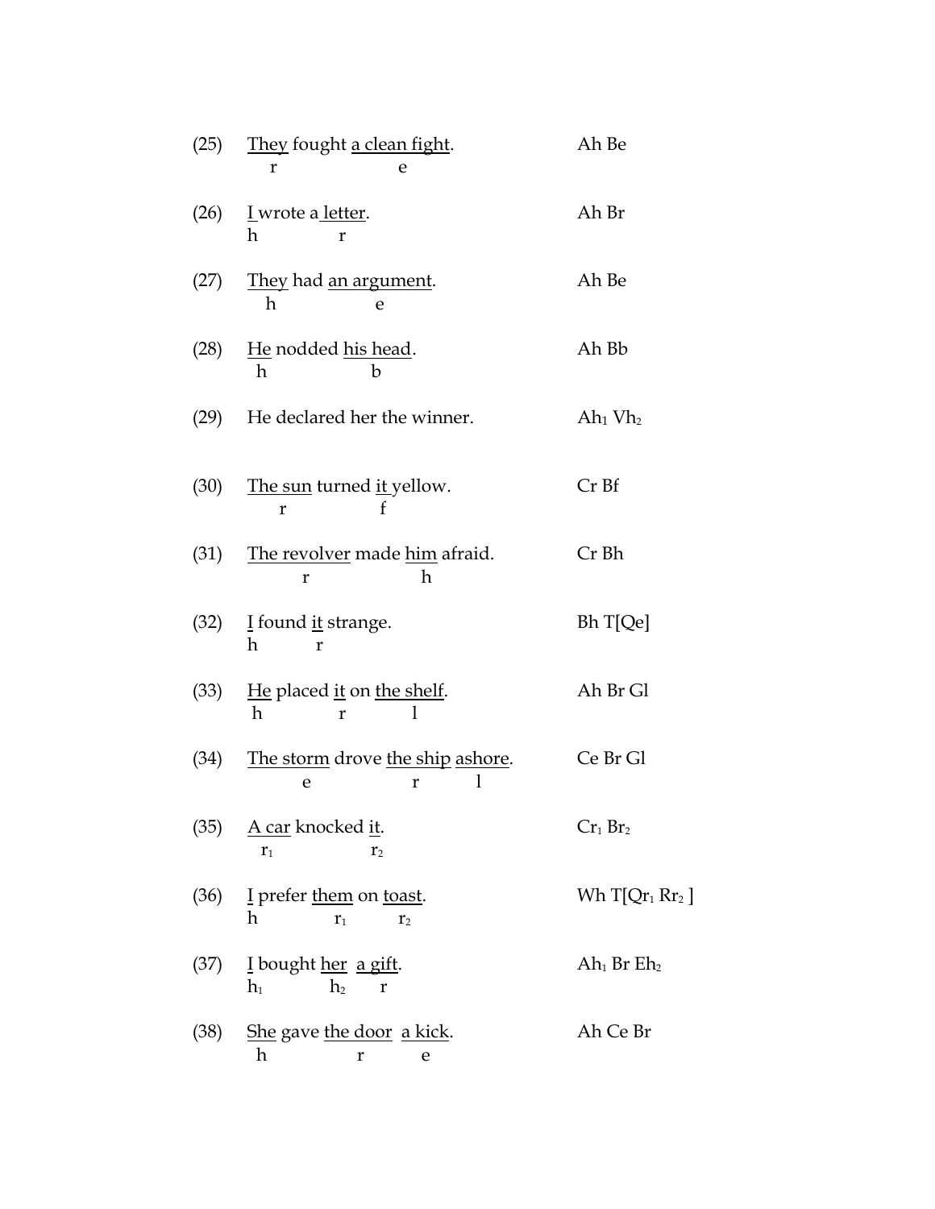| | | | |
|---|---|---|---|
| (25) | They fought a clean fight. | r e | Ah Be |
| (26) | I wrote a letter. | h r | Ah Br |
| (27) | They had an argument. | h e | Ah Be |
| (28) | He nodded his head. | h b | Ah Bb |
| (29) | He declared her the winner. | | $Ah_1$ $Vh_2$ |
| (30) | The sun turned it yellow. | r f | Cr Bf |
| (31) | The revolver made him afraid. | r h | Cr Bh |
| (32) | I found it strange. | h r | Bh T[Qe] |
| (33) | He placed it on the shelf. | h r l | Ah Br Gl |
| (34) | The storm drove the ship ashore. | e r l | Ce Br Gl |
| (35) | A car knocked it. | $r_1$ $r_2$ | $Cr_1$ $Br_2$ |
| (36) | I prefer them on toast. | h $r_1$ $r_2$ | Wh T[$Qr_1$ $Rr_2$ ] |
| (37) | I bought her a gift. | $h_1$ $h_2$ r | $Ah_1$ Br $Eh_2$ |
| (38) | She gave the door a kick. | h r e | Ah Ce Br |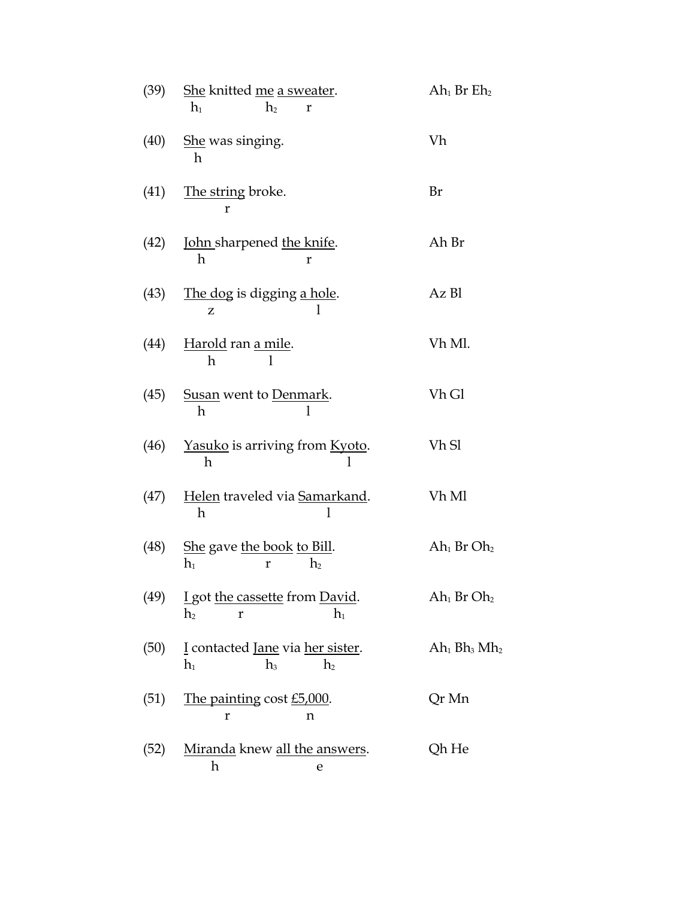| | | |
|---|---|---|
| (39) | <u>She</u> knitted <u>me</u> <u>a sweater</u>.<br>$h_1$ $h_2$ r | $Ah_1$ Br $Eh_2$ |
| (40) | <u>She</u> was singing.<br>h | Vh |
| (41) | <u>The string</u> broke.<br>r | Br |
| (42) | <u>John</u> sharpened <u>the knife</u>.<br>h r | Ah Br |
| (43) | <u>The dog</u> is digging <u>a hole</u>.<br>z l | Az Bl |
| (44) | <u>Harold</u> ran <u>a mile</u>.<br>h l | Vh Ml. |
| (45) | <u>Susan</u> went to <u>Denmark</u>.<br>h l | Vh Gl |
| (46) | <u>Yasuko</u> is arriving from <u>Kyoto</u>.<br>h l | Vh Sl |
| (47) | <u>Helen</u> traveled via <u>Samarkand</u>.<br>h l | Vh Ml |
| (48) | <u>She</u> gave <u>the book</u> <u>to Bill</u>.<br>$h_1$ r $h_2$ | $Ah_1$ Br $Oh_2$ |
| (49) | <u>I</u> got <u>the cassette</u> from <u>David</u>.<br>$h_2$ r $h_1$ | $Ah_1$ Br $Oh_2$ |
| (50) | <u>I</u> contacted <u>Jane</u> via <u>her sister</u>.<br>$h_1$ $h_3$ $h_2$ | $Ah_1$ $Bh_3$ $Mh_2$ |
| (51) | <u>The painting</u> cost <u>£5,000</u>.<br>r n | Qr Mn |
| (52) | <u>Miranda</u> knew <u>all the answers</u>.<br>h e | Qh He |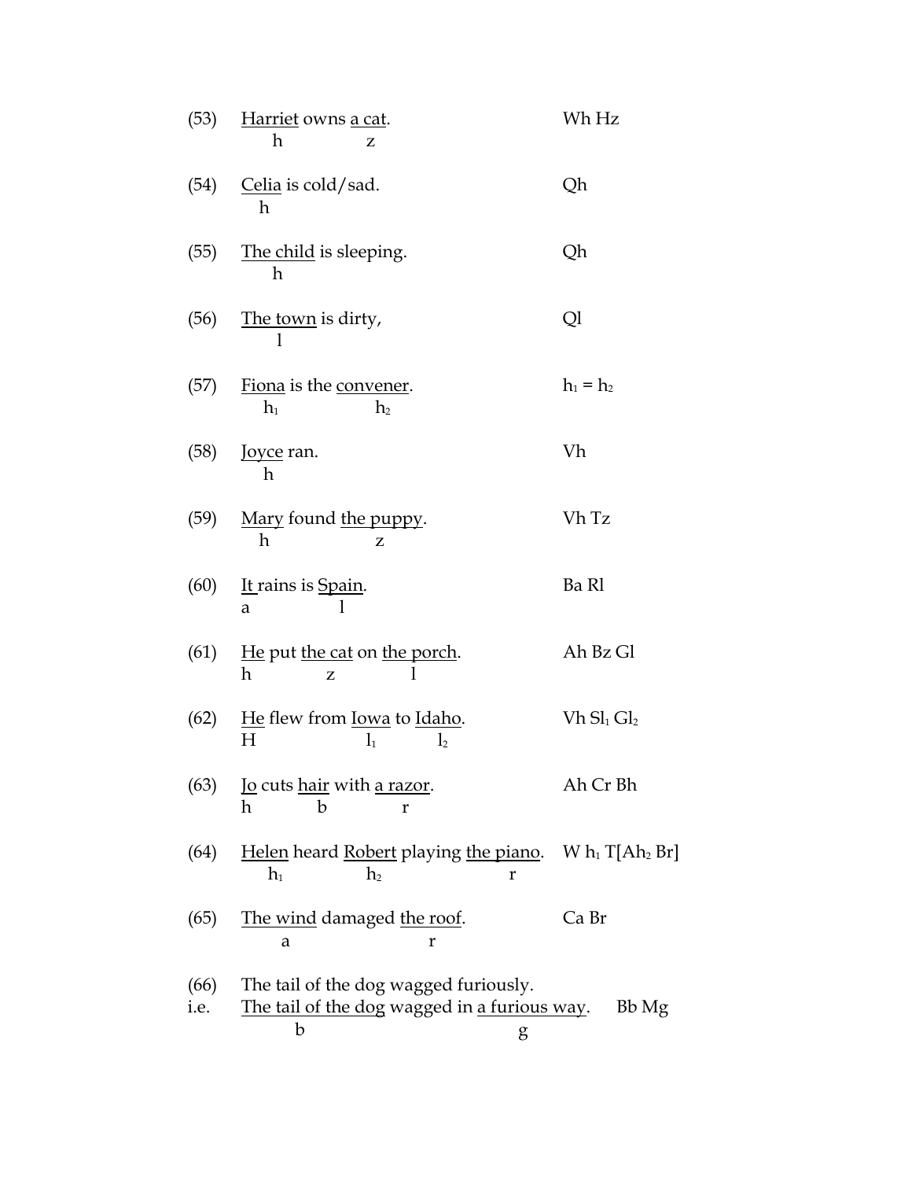| | | |
|---|---|---|
| (53) | Harriet owns a cat. | Wh Hz |
| | h z | |
| (54) | Celia is cold/sad. | Qh |
| | h | |
| (55) | The child is sleeping. | Qh |
| | h | |
| (56) | The town is dirty, | Ql |
| | l | |
| (57) | Fiona is the convener. | $h_1 = h_2$ |
| | $h_1$ $h_2$ | |
| (58) | Joyce ran. | Vh |
| | h | |
| (59) | Mary found the puppy. | Vh Tz |
| | h z | |
| (60) | It rains is Spain. | Ba Rl |
| | a l | |
| (61) | He put the cat on the porch. | Ah Bz Gl |
| | h z l | |
| (62) | He flew from Iowa to Idaho. | Vh $Sl_1$ $Gl_2$ |
| | H $l_1$ $l_2$ | |
| (63) | Jo cuts hair with a razor. | Ah Cr Bh |
| | h b r | |
| (64) | Helen heard Robert playing the piano. | W $h_1$ T[A$h_2$ Br] |
| | $h_1$ $h_2$ r | |
| (65) | The wind damaged the roof. | Ca Br |
| | a r | |
| (66) | The tail of the dog wagged furiously. | |
| i.e. | The tail of the dog wagged in a furious way. | Bb Mg |
| | b g | |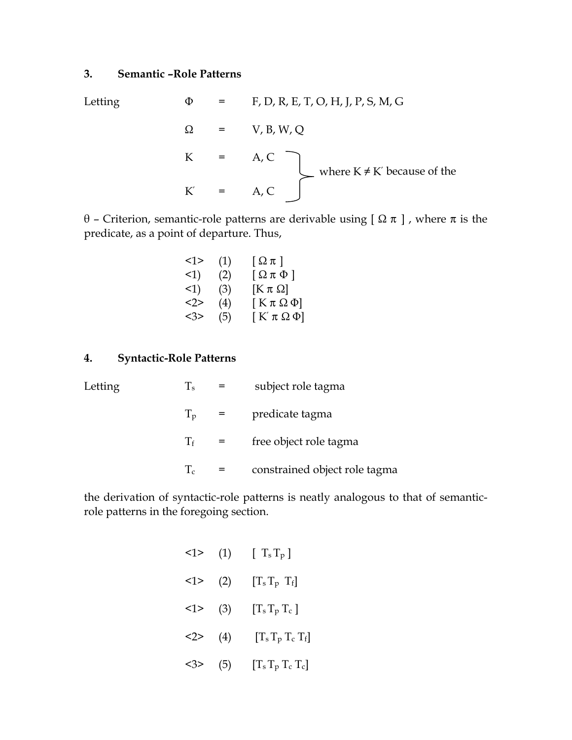## 3. Semantic –Role Patterns

Letting

$\Phi$ = F, D, R, E, T, O, H, J, P, S, M, G

$\Omega$ = V, B, W, Q

$K$ = A, C

$K'$ = A, C

where $K \neq K'$ because of the

$\theta$ – Criterion, semantic-role patterns are derivable using $[\ \Omega\ \pi\ ]$, where $\pi$ is the predicate, as a point of departure. Thus,

<1> (1) $[\ \Omega\ \pi\ ]$
<1) (2) $[\ \Omega\ \pi\ \Phi\ ]$
<1) (3) $[K\ \pi\ \Omega]$
<2> (4) $[\ K\ \pi\ \Omega\ \Phi]$
<3> (5) $[\ K'\ \pi\ \Omega\ \Phi]$

## 4. Syntactic-Role Patterns

Letting

$T_s$ = subject role tagma

$T_p$ = predicate tagma

$T_f$ = free object role tagma

$T_c$ = constrained object role tagma

the derivation of syntactic-role patterns is neatly analogous to that of semantic-role patterns in the foregoing section.

<1> (1) $[\ T_s\ T_p\ ]$

<1> (2) $[T_s\ T_p\ \ T_f]$

<1> (3) $[T_s\ T_p\ T_c\ ]$

<2> (4) $[T_s\ T_p\ T_c\ T_f]$

<3> (5) $[T_s\ T_p\ T_c\ T_c]$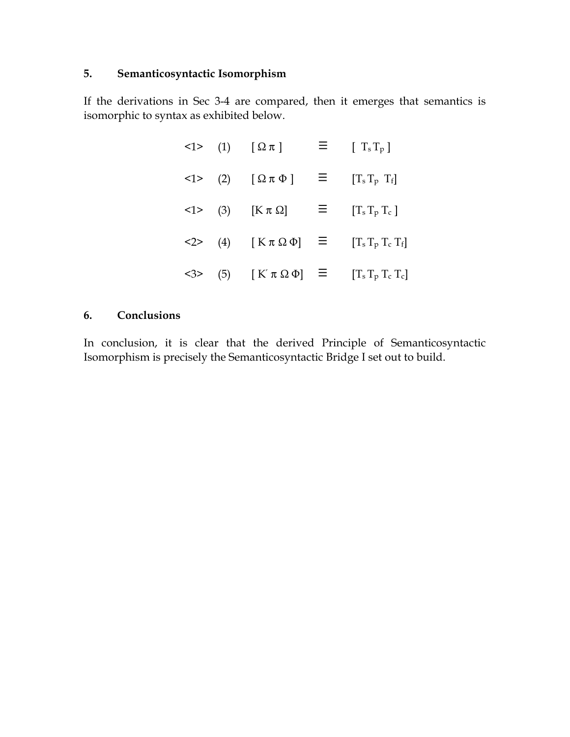## 5. Semanticosyntactic Isomorphism

If the derivations in Sec 3-4 are compared, then it emerges that semantics is isomorphic to syntax as exhibited below.

| | | | | |
|---|---|---|---|---|
| <1> | (1) | $[\,\Omega\ \pi\,]$ | $\equiv$ | $[\,T_s\, T_p\,]$ |
| <1> | (2) | $[\,\Omega\ \pi\ \Phi\,]$ | $\equiv$ | $[T_s\, T_p\ T_f]$ |
| <1> | (3) | $[K\ \pi\ \Omega]$ | $\equiv$ | $[T_s\, T_p\, T_c\,]$ |
| <2> | (4) | $[\,K\ \pi\ \Omega\ \Phi]$ | $\equiv$ | $[T_s\, T_p\, T_c\, T_f]$ |
| <3> | (5) | $[\,K'\ \pi\ \Omega\ \Phi]$ | $\equiv$ | $[T_s\, T_p\, T_c\, T_c]$ |

## 6. Conclusions

In conclusion, it is clear that the derived Principle of Semanticosyntactic Isomorphism is precisely the Semanticosyntactic Bridge I set out to build.